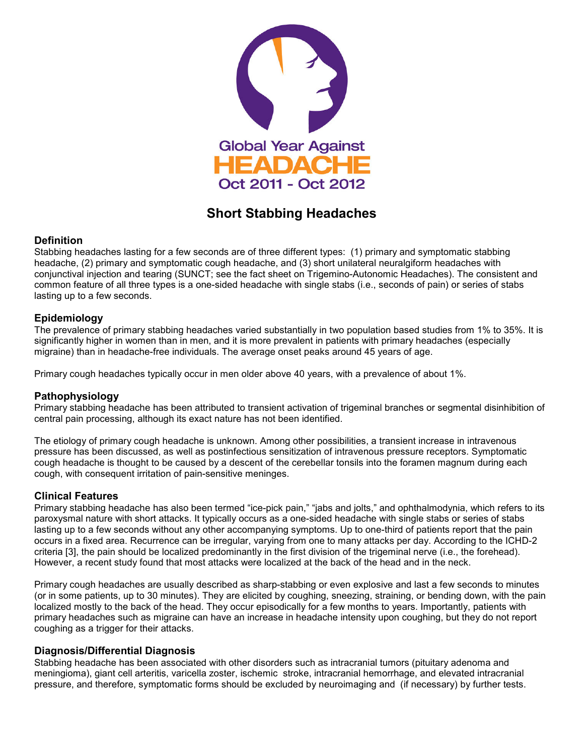Global Year Against

HEADACHE

Oct 2011 - Oct 2012

# Short Stabbing Headaches

## Definition

Stabbing headaches lasting for a few seconds are of three different types: (1) primary and symptomatic stabbing headache, (2) primary and symptomatic cough headache, and (3) short unilateral neuralgiform headaches with conjunctival injection and tearing (SUNCT; see the fact sheet on Trigemino-Autonomic Headaches). The consistent and common feature of all three types is a one-sided headache with single stabs (i.e., seconds of pain) or series of stabs lasting up to a few seconds.

## Epidemiology

The prevalence of primary stabbing headaches varied substantially in two population based studies from 1% to 35%. It is significantly higher in women than in men, and it is more prevalent in patients with primary headaches (especially migraine) than in headache-free individuals. The average onset peaks around 45 years of age.

Primary cough headaches typically occur in men older above 40 years, with a prevalence of about 1%.

## Pathophysiology

Primary stabbing headache has been attributed to transient activation of trigeminal branches or segmental disinhibition of central pain processing, although its exact nature has not been identified.

The etiology of primary cough headache is unknown. Among other possibilities, a transient increase in intravenous pressure has been discussed, as well as postinfectious sensitization of intravenous pressure receptors. Symptomatic cough headache is thought to be caused by a descent of the cerebellar tonsils into the foramen magnum during each cough, with consequent irritation of pain-sensitive meninges.

## Clinical Features

Primary stabbing headache has also been termed "ice-pick pain," "jabs and jolts," and ophthalmodynia, which refers to its paroxysmal nature with short attacks. It typically occurs as a one-sided headache with single stabs or series of stabs lasting up to a few seconds without any other accompanying symptoms. Up to one-third of patients report that the pain occurs in a fixed area. Recurrence can be irregular, varying from one to many attacks per day. According to the ICHD-2 criteria [3], the pain should be localized predominantly in the first division of the trigeminal nerve (i.e., the forehead). However, a recent study found that most attacks were localized at the back of the head and in the neck.

Primary cough headaches are usually described as sharp-stabbing or even explosive and last a few seconds to minutes (or in some patients, up to 30 minutes). They are elicited by coughing, sneezing, straining, or bending down, with the pain localized mostly to the back of the head. They occur episodically for a few months to years. Importantly, patients with primary headaches such as migraine can have an increase in headache intensity upon coughing, but they do not report coughing as a trigger for their attacks.

## Diagnosis/Differential Diagnosis

Stabbing headache has been associated with other disorders such as intracranial tumors (pituitary adenoma and meningioma), giant cell arteritis, varicella zoster, ischemic stroke, intracranial hemorrhage, and elevated intracranial pressure, and therefore, symptomatic forms should be excluded by neuroimaging and (if necessary) by further tests.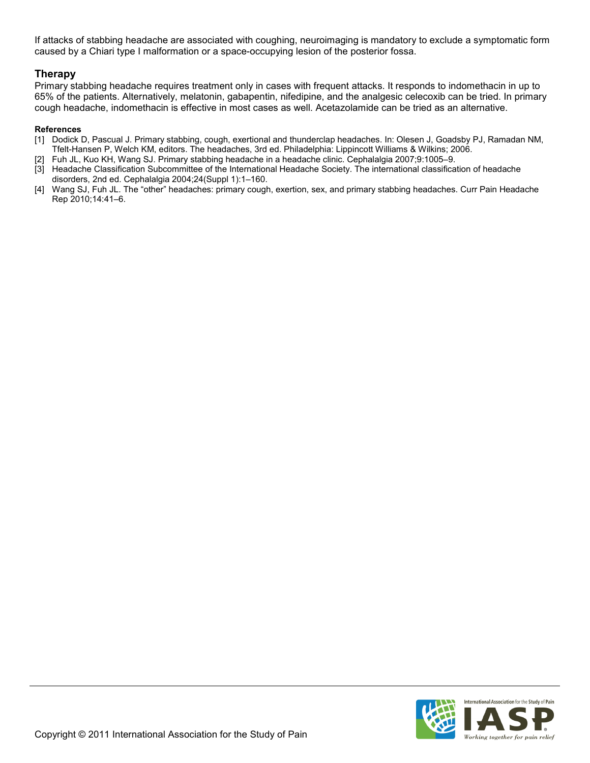If attacks of stabbing headache are associated with coughing, neuroimaging is mandatory to exclude a symptomatic form caused by a Chiari type I malformation or a space-occupying lesion of the posterior fossa.

## Therapy

Primary stabbing headache requires treatment only in cases with frequent attacks. It responds to indomethacin in up to 65% of the patients. Alternatively, melatonin, gabapentin, nifedipine, and the analgesic celecoxib can be tried. In primary cough headache, indomethacin is effective in most cases as well. Acetazolamide can be tried as an alternative.

#### References

[1] Dodick D, Pascual J. Primary stabbing, cough, exertional and thunderclap headaches. In: Olesen J, Goadsby PJ, Ramadan NM, Tfelt-Hansen P, Welch KM, editors. The headaches, 3rd ed. Philadelphia: Lippincott Williams & Wilkins; 2006.

[2] Fuh JL, Kuo KH, Wang SJ. Primary stabbing headache in a headache clinic. Cephalalgia 2007;9:1005–9.

[3] Headache Classification Subcommittee of the International Headache Society. The international classification of headache disorders, 2nd ed. Cephalalgia 2004;24(Suppl 1):1–160.

[4] Wang SJ, Fuh JL. The "other" headaches: primary cough, exertion, sex, and primary stabbing headaches. Curr Pain Headache Rep 2010;14:41–6.

Copyright © 2011 International Association for the Study of Pain